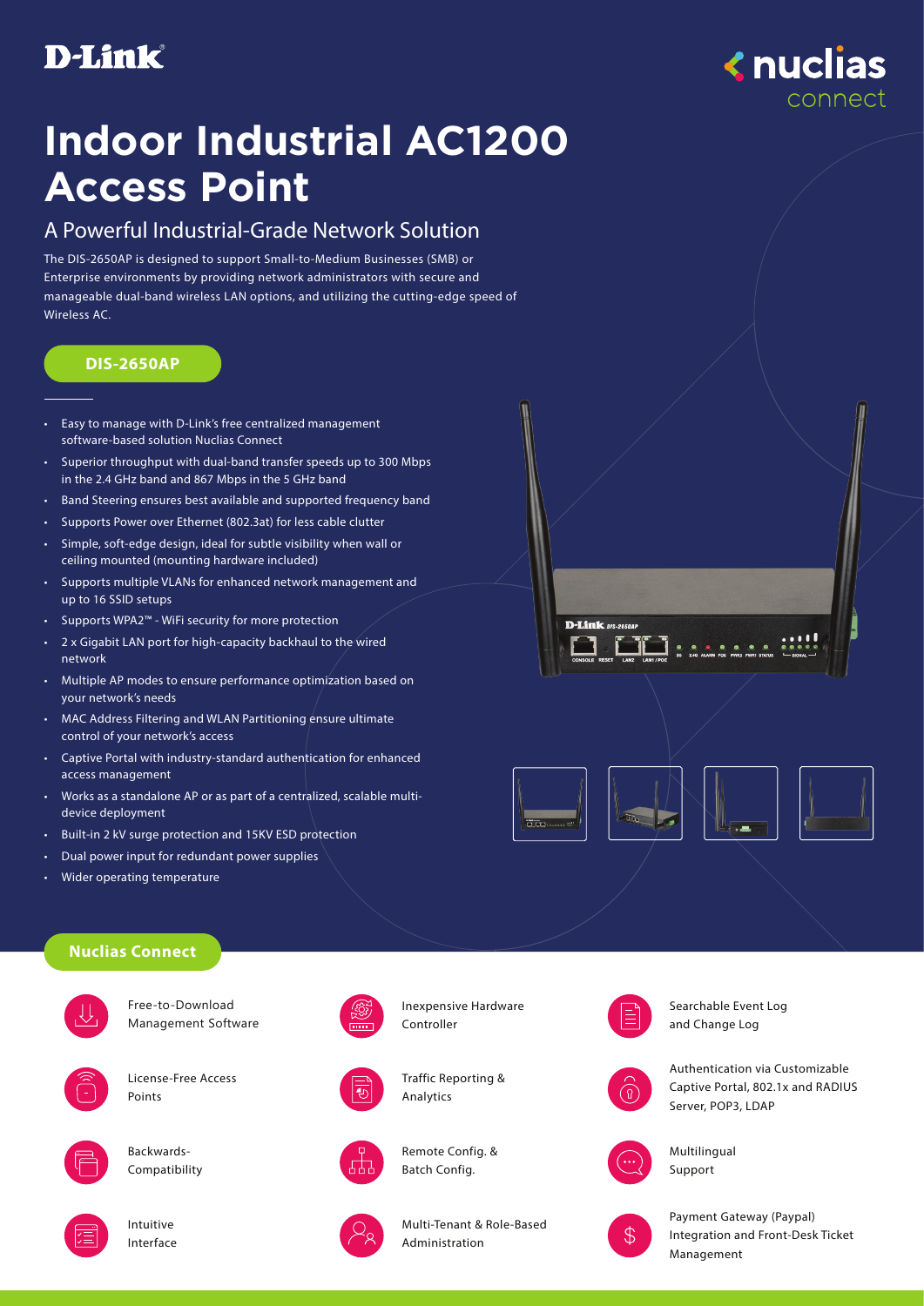D-Link

nuclias connect

# Indoor Industrial AC1200 Access Point

## A Powerful Industrial-Grade Network Solution

The DIS-2650AP is designed to support Small-to-Medium Businesses (SMB) or Enterprise environments by providing network administrators with secure and manageable dual-band wireless LAN options, and utilizing the cutting-edge speed of Wireless AC.

**DIS-2650AP**

- Easy to manage with D-Link's free centralized management software-based solution Nuclias Connect
- Superior throughput with dual-band transfer speeds up to 300 Mbps in the 2.4 GHz band and 867 Mbps in the 5 GHz band
- Band Steering ensures best available and supported frequency band
- Supports Power over Ethernet (802.3at) for less cable clutter
- Simple, soft-edge design, ideal for subtle visibility when wall or ceiling mounted (mounting hardware included)
- Supports multiple VLANs for enhanced network management and up to 16 SSID setups
- Supports WPA2™ - WiFi security for more protection
- 2 x Gigabit LAN port for high-capacity backhaul to the wired network
- Multiple AP modes to ensure performance optimization based on your network's needs
- MAC Address Filtering and WLAN Partitioning ensure ultimate control of your network's access
- Captive Portal with industry-standard authentication for enhanced access management
- Works as a standalone AP or as part of a centralized, scalable multi-device deployment
- Built-in 2 kV surge protection and 15KV ESD protection
- Dual power input for redundant power supplies
- Wider operating temperature

## Nuclias Connect

- Free-to-Download Management Software
- License-Free Access Points
- Backwards-Compatibility
- Intuitive Interface
- Inexpensive Hardware Controller
- Traffic Reporting & Analytics
- Remote Config. & Batch Config.
- Multi-Tenant & Role-Based Administration
- Searchable Event Log and Change Log
- Authentication via Customizable Captive Portal, 802.1x and RADIUS Server, POP3, LDAP
- Multilingual Support
- Payment Gateway (Paypal) Integration and Front-Desk Ticket Management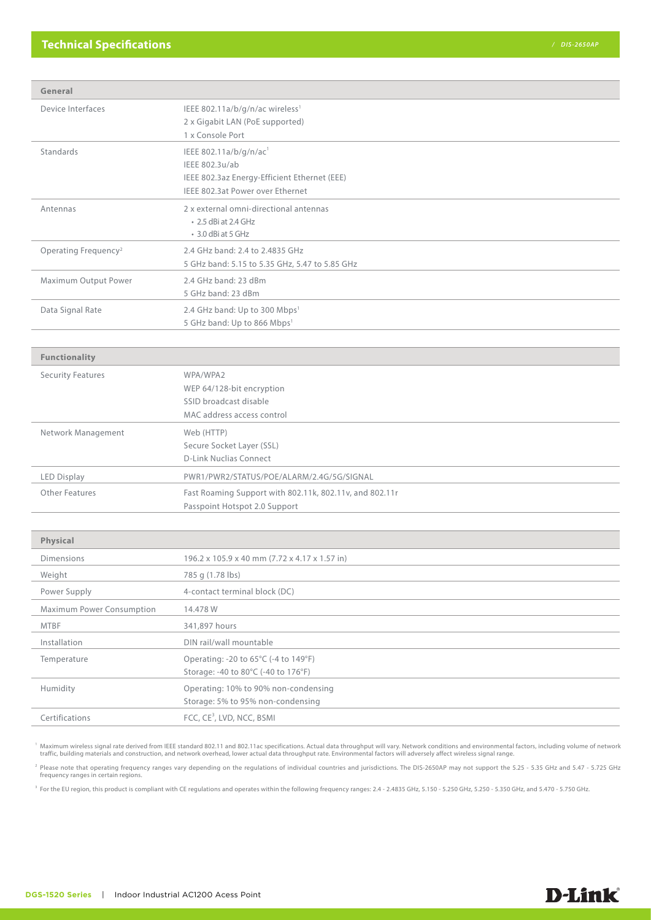## Technical Specifications

| General | |
|---|---|
| Device Interfaces | IEEE 802.11a/b/g/n/ac wireless[1]<br>2 x Gigabit LAN (PoE supported)<br>1 x Console Port |
| Standards | IEEE 802.11a/b/g/n/ac[1]<br>IEEE 802.3u/ab<br>IEEE 802.3az Energy-Efficient Ethernet (EEE)<br>IEEE 802.3at Power over Ethernet |
| Antennas | 2 x external omni-directional antennas<br>• 2.5 dBi at 2.4 GHz<br>• 3.0 dBi at 5 GHz |
| Operating Frequency[2] | 2.4 GHz band: 2.4 to 2.4835 GHz<br>5 GHz band: 5.15 to 5.35 GHz, 5.47 to 5.85 GHz |
| Maximum Output Power | 2.4 GHz band: 23 dBm<br>5 GHz band: 23 dBm |
| Data Signal Rate | 2.4 GHz band: Up to 300 Mbps[1]<br>5 GHz band: Up to 866 Mbps[1] |

| Functionality | |
|---|---|
| Security Features | WPA/WPA2<br>WEP 64/128-bit encryption<br>SSID broadcast disable<br>MAC address access control |
| Network Management | Web (HTTP)<br>Secure Socket Layer (SSL)<br>D-Link Nuclias Connect |
| LED Display | PWR1/PWR2/STATUS/POE/ALARM/2.4G/5G/SIGNAL |
| Other Features | Fast Roaming Support with 802.11k, 802.11v, and 802.11r<br>Passpoint Hotspot 2.0 Support |

| Physical | |
|---|---|
| Dimensions | 196.2 x 105.9 x 40 mm (7.72 x 4.17 x 1.57 in) |
| Weight | 785 g (1.78 lbs) |
| Power Supply | 4-contact terminal block (DC) |
| Maximum Power Consumption | 14.478 W |
| MTBF | 341,897 hours |
| Installation | DIN rail/wall mountable |
| Temperature | Operating: -20 to 65°C (-4 to 149°F)<br>Storage: -40 to 80°C (-40 to 176°F) |
| Humidity | Operating: 10% to 90% non-condensing<br>Storage: 5% to 95% non-condensing |
| Certifications | FCC, CE[3], LVD, NCC, BSMI |

[1] Maximum wireless signal rate derived from IEEE standard 802.11 and 802.11ac specifications. Actual data throughput will vary. Network conditions and environmental factors, including volume of network traffic, building materials and construction, and network overhead, lower actual data throughput rate. Environmental factors will adversely affect wireless signal range.

[2] Please note that operating frequency ranges vary depending on the regulations of individual countries and jurisdictions. The DIS-2650AP may not support the 5.25 - 5.35 GHz and 5.47 - 5.725 GHz frequency ranges in certain regions.

[3] For the EU region, this product is compliant with CE regulations and operates within the following frequency ranges: 2.4 - 2.4835 GHz, 5.150 - 5.250 GHz, 5.250 - 5.350 GHz, and 5.470 - 5.750 GHz.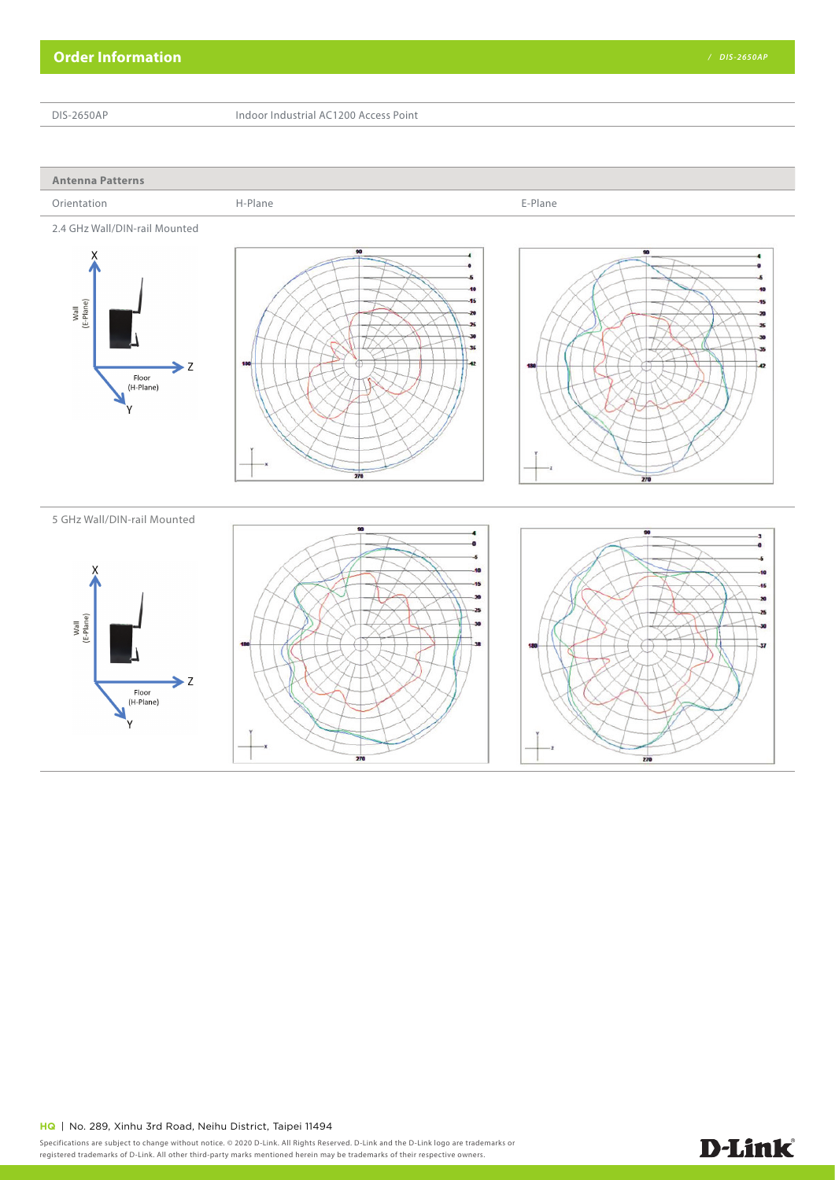## Order Information

| | |
|---|---|
| DIS-2650AP | Indoor Industrial AC1200 Access Point |

### Antenna Patterns

| Orientation | H-Plane | E-Plane |
|---|---|---|

2.4 GHz Wall/DIN-rail Mounted

X
Wall (E-Plane)
Z
Floor (H-Plane)
Y

90
4
0
-5
-10
-15
-20
-25
-30
-35
-42
180
270

90
4
0
-5
-10
-15
-20
-25
-30
-35
-42
180
270

5 GHz Wall/DIN-rail Mounted

X
Wall (E-Plane)
Z
Floor (H-Plane)
Y

90
4
0
-5
-10
-15
-20
-25
-30
-38
180
270

90
3
0
-5
-10
-15
-20
-25
-30
-37
180
270

**HQ** | No. 289, Xinhu 3rd Road, Neihu District, Taipei 11494

Specifications are subject to change without notice. © 2020 D-Link. All Rights Reserved. D-Link and the D-Link logo are trademarks or registered trademarks of D-Link. All other third-party marks mentioned herein may be trademarks of their respective owners.

D-Link®